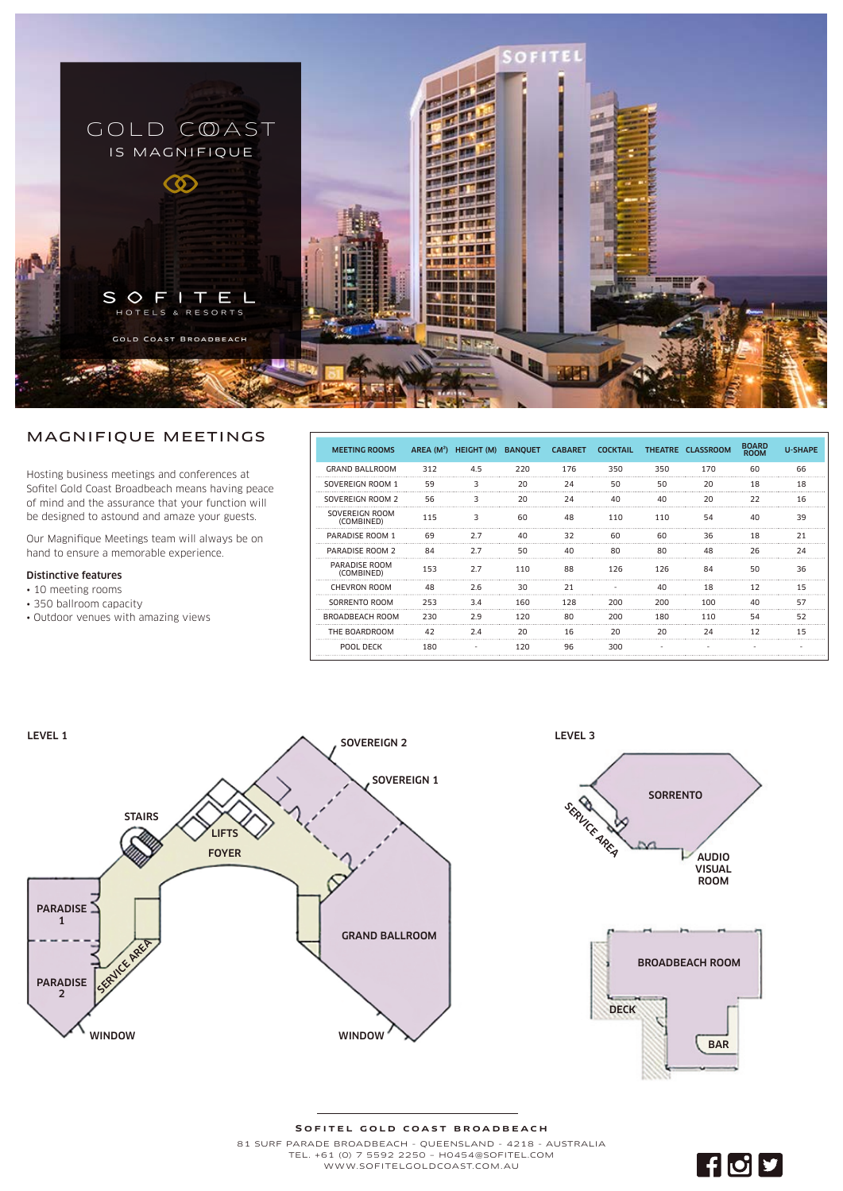# GOLD COAST IS MAGNIFIQUE

SOFITEL HOTELS & RESORTS

GOLD COAST BROADBEACH

## MAGNIFIQUE MEETINGS

Hosting business meetings and conferences at Sofitel Gold Coast Broadbeach means having peace of mind and the assurance that your function will be designed to astound and amaze your guests.

Our Magnifique Meetings team will always be on hand to ensure a memorable experience.

### Distinctive features

- 10 meeting rooms
- 350 ballroom capacity
- Outdoor venues with amazing views

| MEETING ROOMS | AREA ($M^2$) | HEIGHT (M) | BANQUET | CABARET | COCKTAIL | THEATRE | CLASSROOM | BOARD ROOM | U-SHAPE |
|---|---|---|---|---|---|---|---|---|---|
| GRAND BALLROOM | 312 | 4.5 | 220 | 176 | 350 | 350 | 170 | 60 | 66 |
| SOVEREIGN ROOM 1 | 59 | 3 | 20 | 24 | 50 | 50 | 20 | 18 | 18 |
| SOVEREIGN ROOM 2 | 56 | 3 | 20 | 24 | 40 | 40 | 20 | 22 | 16 |
| SOVEREIGN ROOM (COMBINED) | 115 | 3 | 60 | 48 | 110 | 110 | 54 | 40 | 39 |
| PARADISE ROOM 1 | 69 | 2.7 | 40 | 32 | 60 | 60 | 36 | 18 | 21 |
| PARADISE ROOM 2 | 84 | 2.7 | 50 | 40 | 80 | 80 | 48 | 26 | 24 |
| PARADISE ROOM (COMBINED) | 153 | 2.7 | 110 | 88 | 126 | 126 | 84 | 50 | 36 |
| CHEVRON ROOM | 48 | 2.6 | 30 | 21 | - | 40 | 18 | 12 | 15 |
| SORRENTO ROOM | 253 | 3.4 | 160 | 128 | 200 | 200 | 100 | 40 | 57 |
| BROADBEACH ROOM | 230 | 2.9 | 120 | 80 | 200 | 180 | 110 | 54 | 52 |
| THE BOARDROOM | 42 | 2.4 | 20 | 16 | 20 | 20 | 24 | 12 | 15 |
| POOL DECK | 180 | - | 120 | 96 | 300 | - | - | - | - |

LEVEL 1

SOVEREIGN 2, SOVEREIGN 1, STAIRS, LIFTS, FOYER, PARADISE 1, PARADISE 2, SERVICE AREA, GRAND BALLROOM, WINDOW, WINDOW

LEVEL 3

SORRENTO, SERVICE AREA, AUDIO VISUAL ROOM, BROADBEACH ROOM, DECK, BAR

**SOFITEL GOLD COAST BROADBEACH**

81 SURF PARADE BROADBEACH - QUEENSLAND - 4218 - AUSTRALIA
TEL. +61 (0) 7 5592 2250 – H0454@SOFITEL.COM
WWW.SOFITELGOLDCOAST.COM.AU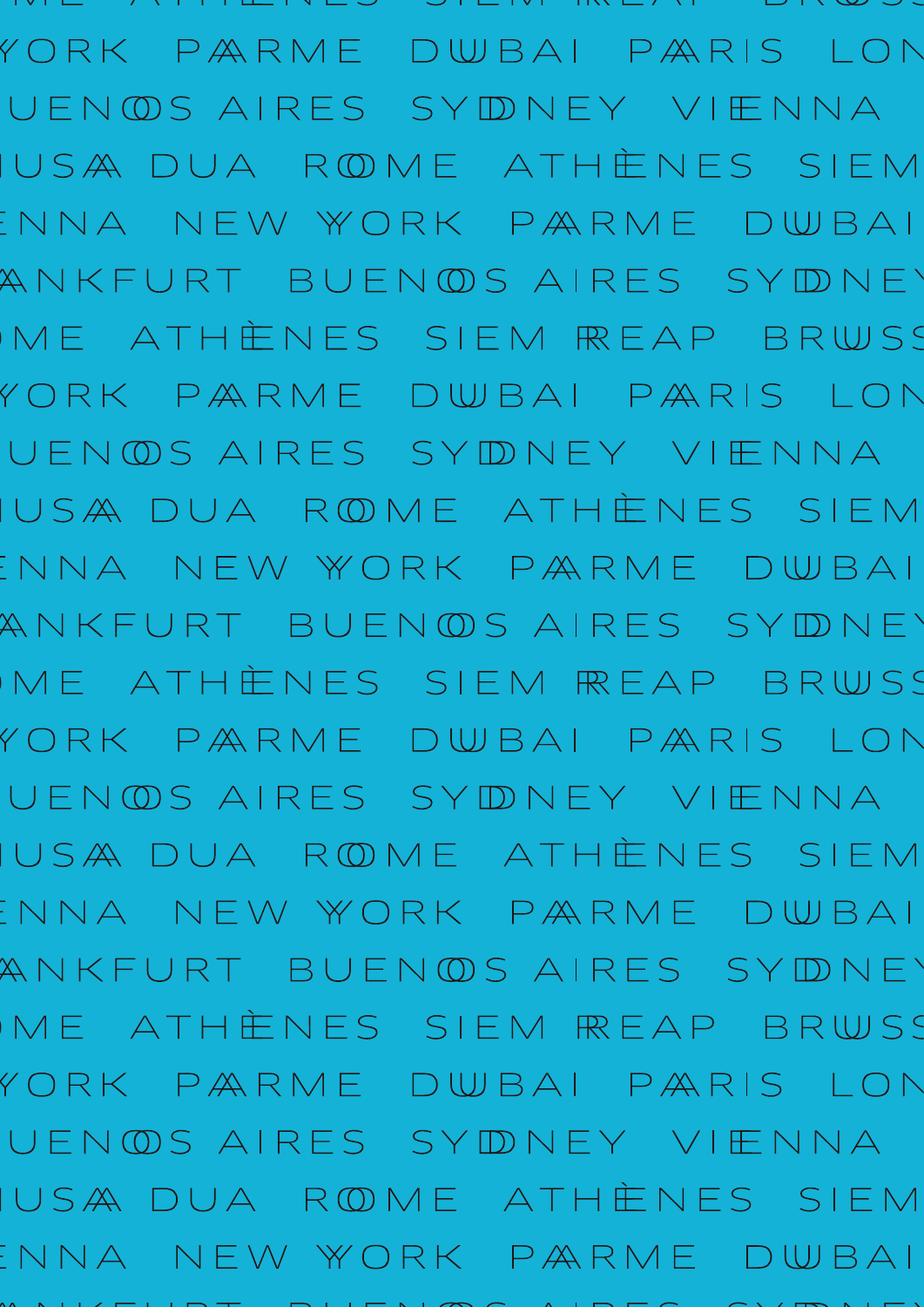ME ATHÈNES SIEM REAP BRUSS

YORK PARME DUBAI PARIS LON

UENOS AIRES SYDNEY VIENNA

IUSA DUA ROME ATHÈNES SIEM

ENNA NEW YORK PARME DUBAI

ANKFURT BUENOS AIRES SYDNEY

OME ATHÈNES SIEM REAP BRUSS

YORK PARME DUBAI PARIS LON

UENOS AIRES SYDNEY VIENNA

IUSA DUA ROME ATHÈNES SIEM

ENNA NEW YORK PARME DUBAI

ANKFURT BUENOS AIRES SYDNEY

OME ATHÈNES SIEM REAP BRUSS

YORK PARME DUBAI PARIS LON

UENOS AIRES SYDNEY VIENNA

IUSA DUA ROME ATHÈNES SIEM

ENNA NEW YORK PARME DUBAI

ANKFURT BUENOS AIRES SYDNEY

OME ATHÈNES SIEM REAP BRUSS

YORK PARME DUBAI PARIS LON

UENOS AIRES SYDNEY VIENNA

IUSA DUA ROME ATHÈNES SIEM

ENNA NEW YORK PARME DUBAI

ANKFURT BUENOS AIRES SYDNEY